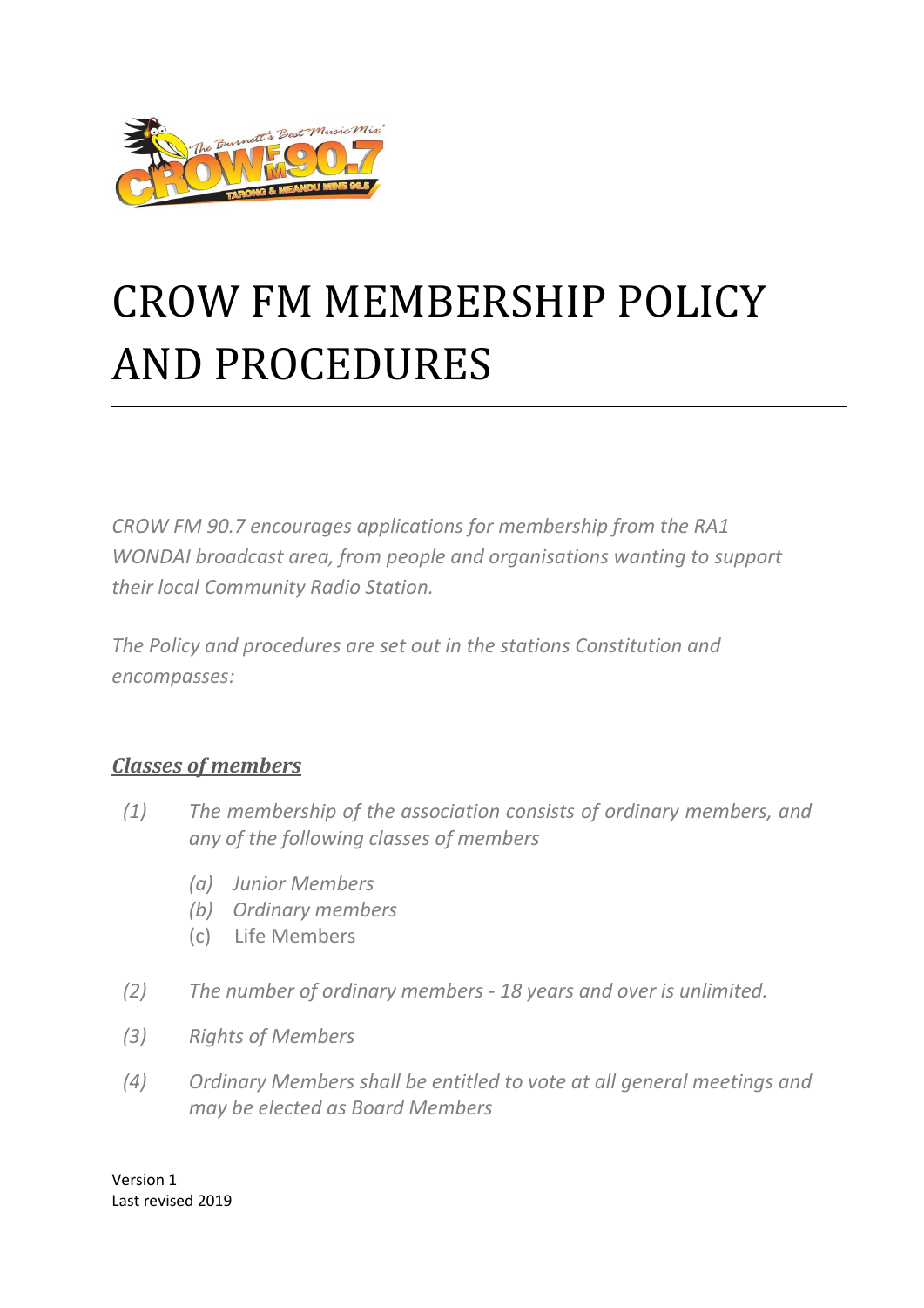# CROW FM MEMBERSHIP POLICY AND PROCEDURES

*CROW FM 90.7 encourages applications for membership from the RA1 WONDAI broadcast area, from people and organisations wanting to support their local Community Radio Station.*

*The Policy and procedures are set out in the stations Constitution and encompasses:*

## ***Classes of members***

*(1) The membership of the association consists of ordinary members, and any of the following classes of members*

- *(a) Junior Members*
- *(b) Ordinary members*
- (c) Life Members

*(2) The number of ordinary members - 18 years and over is unlimited.*

*(3) Rights of Members*

*(4) Ordinary Members shall be entitled to vote at all general meetings and may be elected as Board Members*

Version 1
Last revised 2019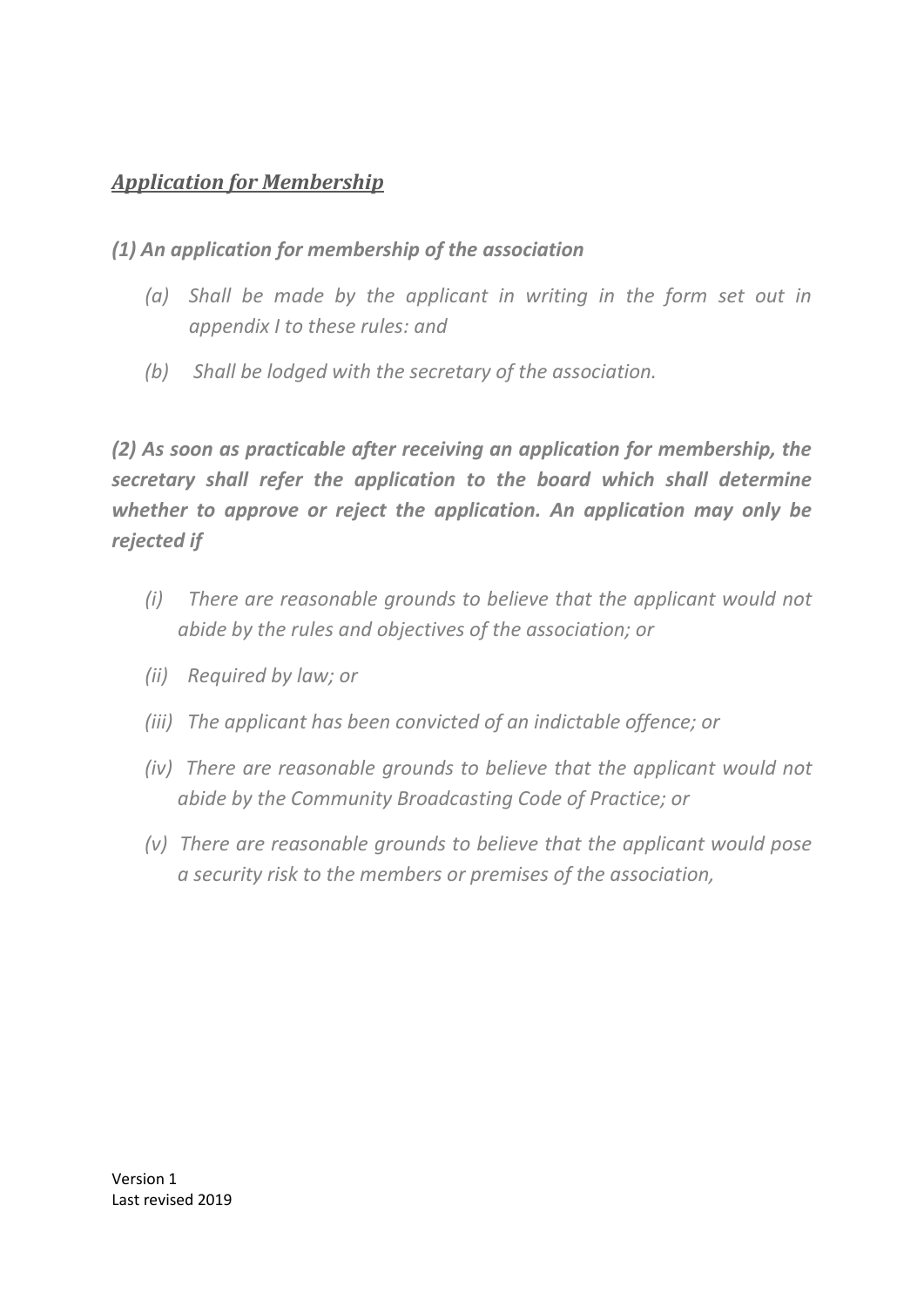## ***Application for Membership***

***(1) An application for membership of the association***

- *(a) Shall be made by the applicant in writing in the form set out in appendix I to these rules: and*
- *(b) Shall be lodged with the secretary of the association.*

***(2) As soon as practicable after receiving an application for membership, the secretary shall refer the application to the board which shall determine whether to approve or reject the application. An application may only be rejected if***

- *(i) There are reasonable grounds to believe that the applicant would not abide by the rules and objectives of the association; or*
- *(ii) Required by law; or*
- *(iii) The applicant has been convicted of an indictable offence; or*
- *(iv) There are reasonable grounds to believe that the applicant would not abide by the Community Broadcasting Code of Practice; or*
- *(v) There are reasonable grounds to believe that the applicant would pose a security risk to the members or premises of the association,*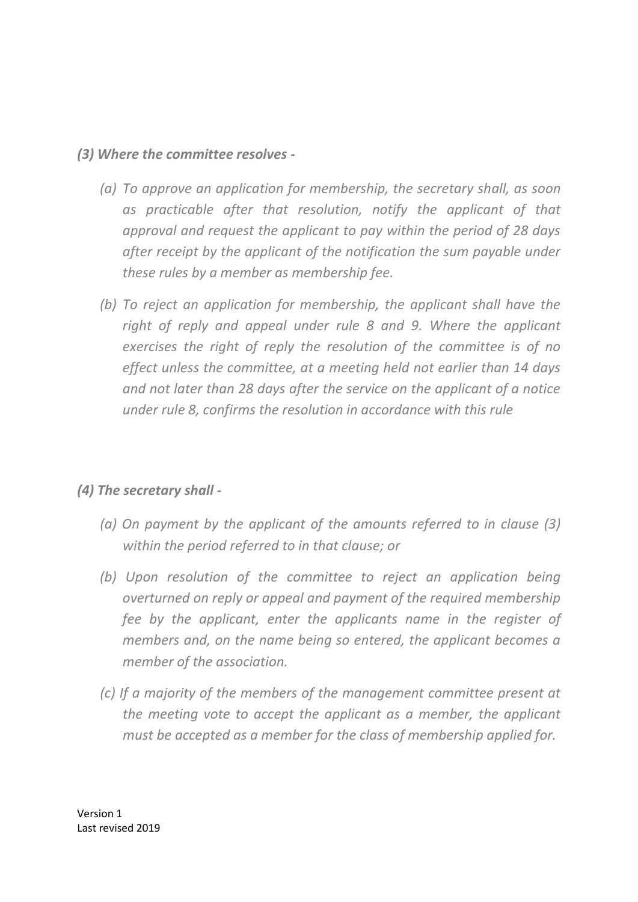***(3) Where the committee resolves -***

*(a) To approve an application for membership, the secretary shall, as soon as practicable after that resolution, notify the applicant of that approval and request the applicant to pay within the period of 28 days after receipt by the applicant of the notification the sum payable under these rules by a member as membership fee.*

*(b) To reject an application for membership, the applicant shall have the right of reply and appeal under rule 8 and 9. Where the applicant exercises the right of reply the resolution of the committee is of no effect unless the committee, at a meeting held not earlier than 14 days and not later than 28 days after the service on the applicant of a notice under rule 8, confirms the resolution in accordance with this rule*

***(4) The secretary shall -***

*(a) On payment by the applicant of the amounts referred to in clause (3) within the period referred to in that clause; or*

*(b) Upon resolution of the committee to reject an application being overturned on reply or appeal and payment of the required membership fee by the applicant, enter the applicants name in the register of members and, on the name being so entered, the applicant becomes a member of the association.*

*(c) If a majority of the members of the management committee present at the meeting vote to accept the applicant as a member, the applicant must be accepted as a member for the class of membership applied for.*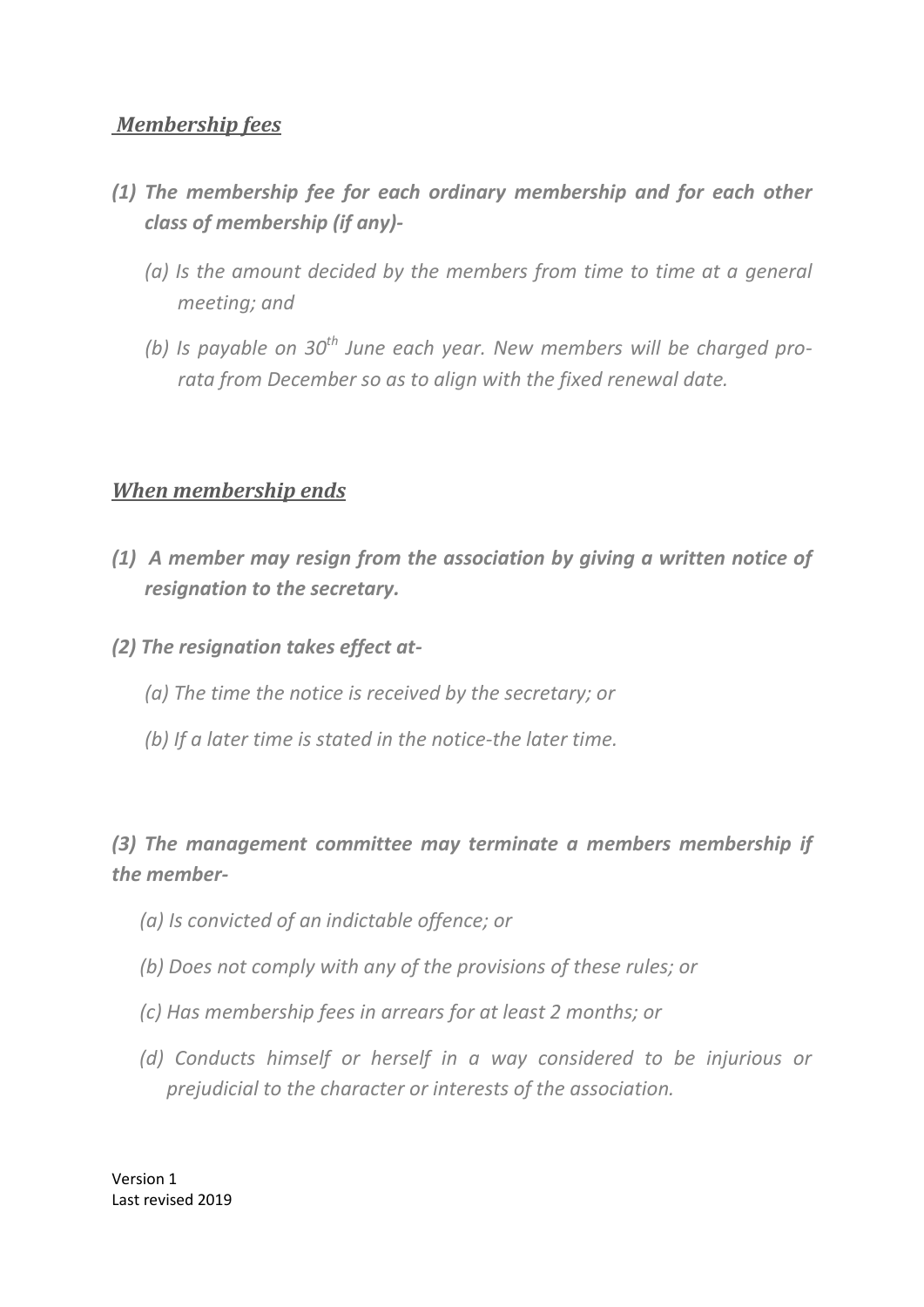## ***Membership fees***

***(1) The membership fee for each ordinary membership and for each other class of membership (if any)-***

*(a) Is the amount decided by the members from time to time at a general meeting; and*

*(b) Is payable on 30$^{th}$ June each year. New members will be charged pro-rata from December so as to align with the fixed renewal date.*

## ***When membership ends***

***(1) A member may resign from the association by giving a written notice of resignation to the secretary.***

***(2) The resignation takes effect at-***

*(a) The time the notice is received by the secretary; or*

*(b) If a later time is stated in the notice-the later time.*

***(3) The management committee may terminate a members membership if the member-***

*(a) Is convicted of an indictable offence; or*

*(b) Does not comply with any of the provisions of these rules; or*

*(c) Has membership fees in arrears for at least 2 months; or*

*(d) Conducts himself or herself in a way considered to be injurious or prejudicial to the character or interests of the association.*

Version 1
Last revised 2019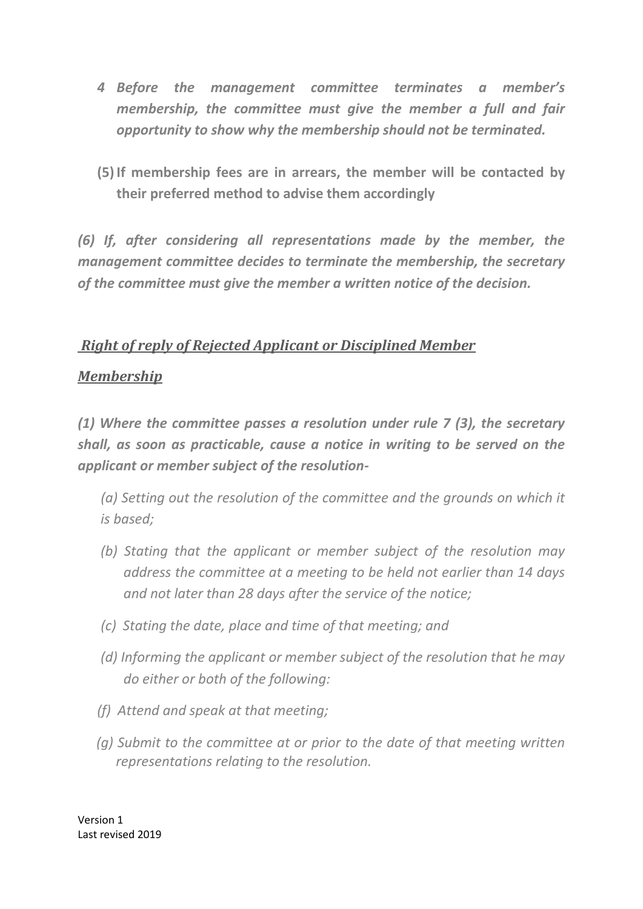*4 Before the management committee terminates a member's membership, the committee must give the member a full and fair opportunity to show why the membership should not be terminated.*

**(5) If membership fees are in arrears, the member will be contacted by their preferred method to advise them accordingly**

***(6) If, after considering all representations made by the member, the management committee decides to terminate the membership, the secretary of the committee must give the member a written notice of the decision.***

***Right of reply of Rejected Applicant or Disciplined Member***

***Membership***

***(1) Where the committee passes a resolution under rule 7 (3), the secretary shall, as soon as practicable, cause a notice in writing to be served on the applicant or member subject of the resolution-***

*(a) Setting out the resolution of the committee and the grounds on which it is based;*

*(b) Stating that the applicant or member subject of the resolution may address the committee at a meeting to be held not earlier than 14 days and not later than 28 days after the service of the notice;*

*(c) Stating the date, place and time of that meeting; and*

*(d) Informing the applicant or member subject of the resolution that he may do either or both of the following:*

*(f) Attend and speak at that meeting;*

*(g) Submit to the committee at or prior to the date of that meeting written representations relating to the resolution.*

Version 1
Last revised 2019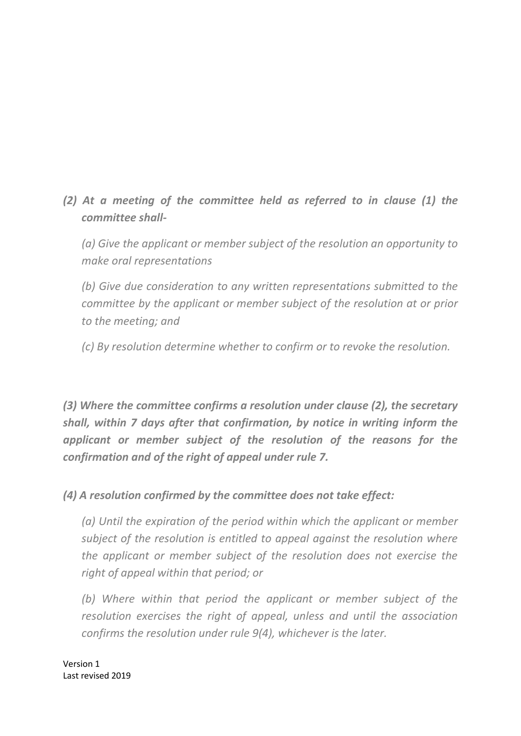***(2) At a meeting of the committee held as referred to in clause (1) the committee shall-***

*(a) Give the applicant or member subject of the resolution an opportunity to make oral representations*

*(b) Give due consideration to any written representations submitted to the committee by the applicant or member subject of the resolution at or prior to the meeting; and*

*(c) By resolution determine whether to confirm or to revoke the resolution.*

***(3) Where the committee confirms a resolution under clause (2), the secretary shall, within 7 days after that confirmation, by notice in writing inform the applicant or member subject of the resolution of the reasons for the confirmation and of the right of appeal under rule 7.***

*(4) A resolution confirmed by the committee does not take effect:*

*(a) Until the expiration of the period within which the applicant or member subject of the resolution is entitled to appeal against the resolution where the applicant or member subject of the resolution does not exercise the right of appeal within that period; or*

*(b) Where within that period the applicant or member subject of the resolution exercises the right of appeal, unless and until the association confirms the resolution under rule 9(4), whichever is the later.*

Version 1
Last revised 2019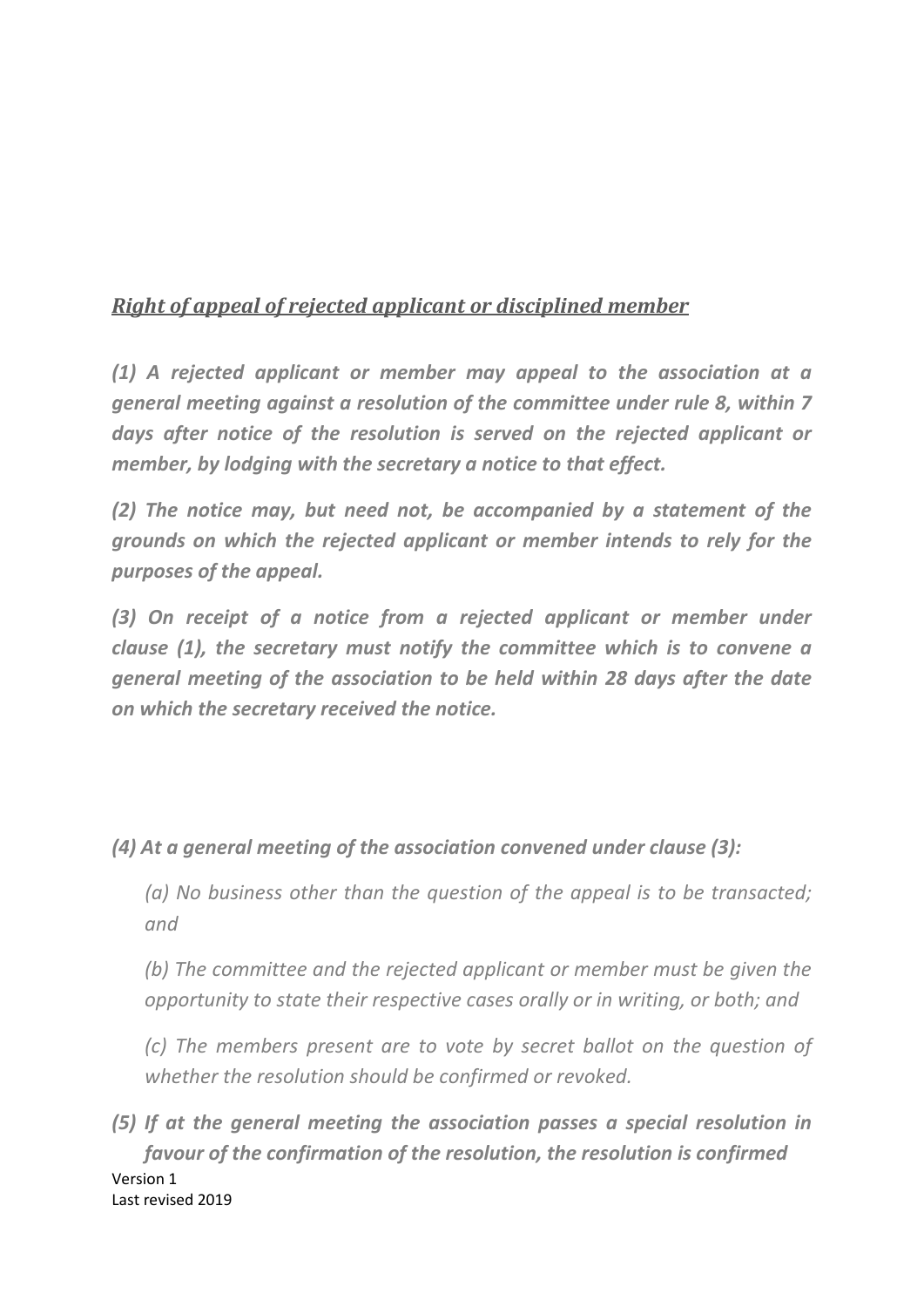***Right of appeal of rejected applicant or disciplined member***

***(1) A rejected applicant or member may appeal to the association at a general meeting against a resolution of the committee under rule 8, within 7 days after notice of the resolution is served on the rejected applicant or member, by lodging with the secretary a notice to that effect.***

***(2) The notice may, but need not, be accompanied by a statement of the grounds on which the rejected applicant or member intends to rely for the purposes of the appeal.***

***(3) On receipt of a notice from a rejected applicant or member under clause (1), the secretary must notify the committee which is to convene a general meeting of the association to be held within 28 days after the date on which the secretary received the notice.***

***(4) At a general meeting of the association convened under clause (3):***

*(a) No business other than the question of the appeal is to be transacted; and*

*(b) The committee and the rejected applicant or member must be given the opportunity to state their respective cases orally or in writing, or both; and*

*(c) The members present are to vote by secret ballot on the question of whether the resolution should be confirmed or revoked.*

***(5) If at the general meeting the association passes a special resolution in favour of the confirmation of the resolution, the resolution is confirmed***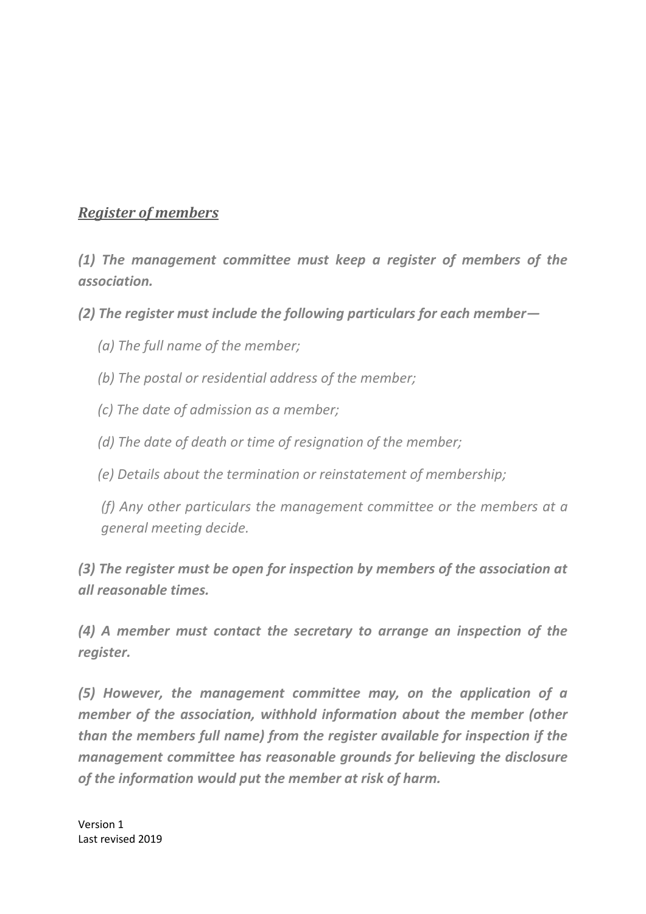## ***Register of members***

***(1) The management committee must keep a register of members of the association.***

***(2) The register must include the following particulars for each member—***

- *(a) The full name of the member;*
- *(b) The postal or residential address of the member;*
- *(c) The date of admission as a member;*
- *(d) The date of death or time of resignation of the member;*
- *(e) Details about the termination or reinstatement of membership;*
- *(f) Any other particulars the management committee or the members at a general meeting decide.*

***(3) The register must be open for inspection by members of the association at all reasonable times.***

***(4) A member must contact the secretary to arrange an inspection of the register.***

***(5) However, the management committee may, on the application of a member of the association, withhold information about the member (other than the members full name) from the register available for inspection if the management committee has reasonable grounds for believing the disclosure of the information would put the member at risk of harm.***

Version 1
Last revised 2019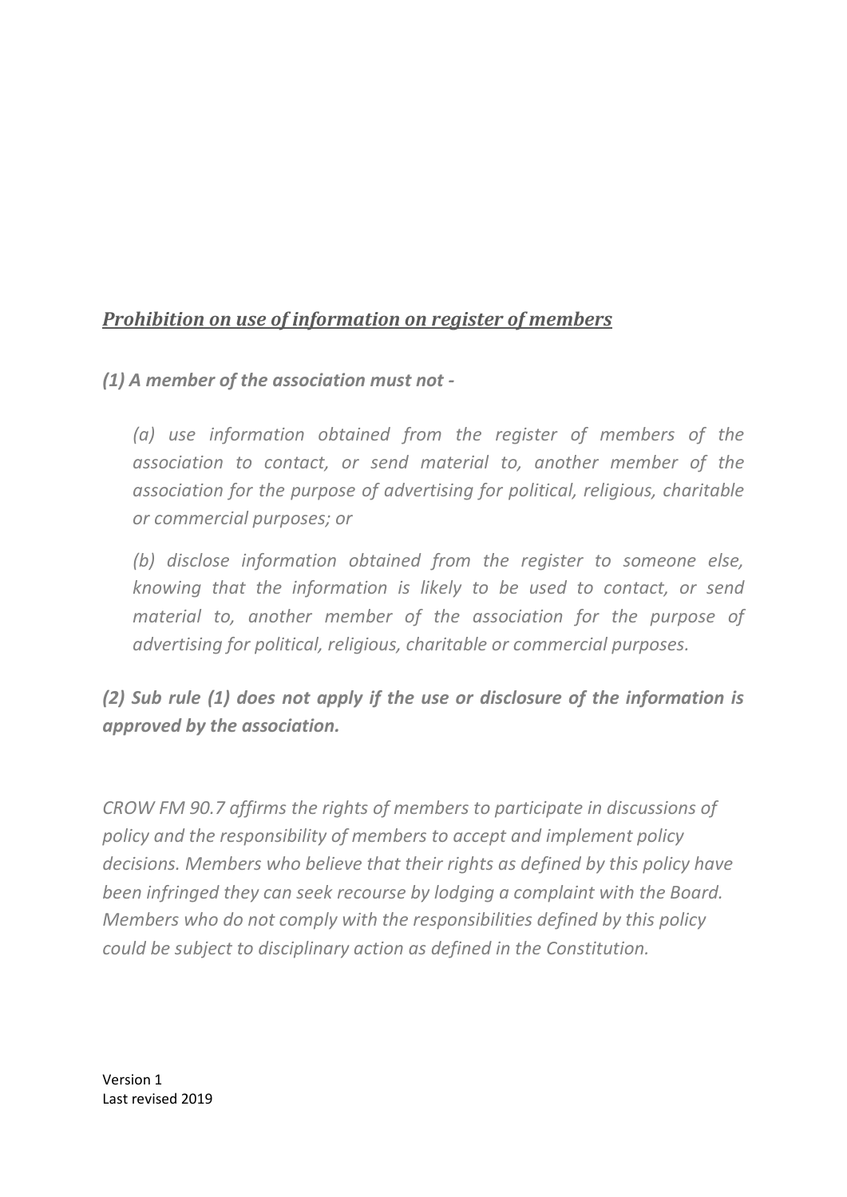***Prohibition on use of information on register of members***

***(1) A member of the association must not -***

*(a) use information obtained from the register of members of the association to contact, or send material to, another member of the association for the purpose of advertising for political, religious, charitable or commercial purposes; or*

*(b) disclose information obtained from the register to someone else, knowing that the information is likely to be used to contact, or send material to, another member of the association for the purpose of advertising for political, religious, charitable or commercial purposes.*

***(2) Sub rule (1) does not apply if the use or disclosure of the information is approved by the association.***

*CROW FM 90.7 affirms the rights of members to participate in discussions of policy and the responsibility of members to accept and implement policy decisions. Members who believe that their rights as defined by this policy have been infringed they can seek recourse by lodging a complaint with the Board. Members who do not comply with the responsibilities defined by this policy could be subject to disciplinary action as defined in the Constitution.*

Version 1
Last revised 2019